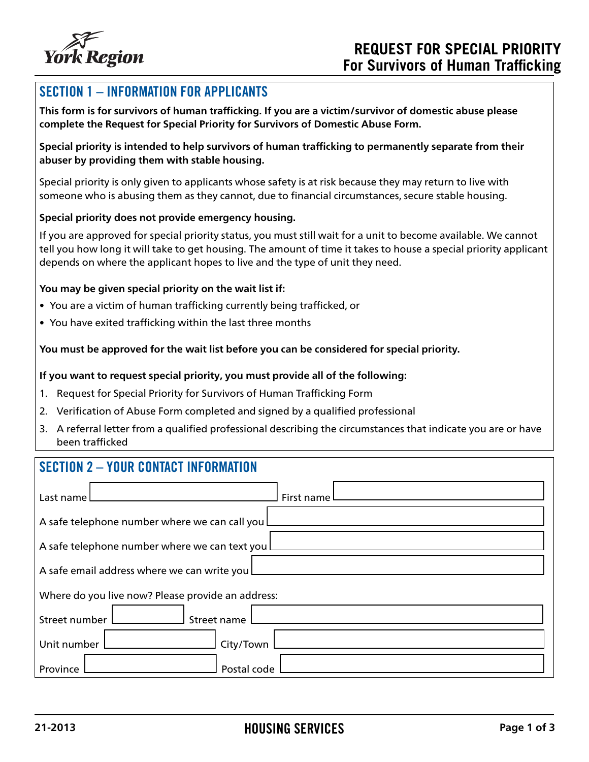York Region

# REQUEST FOR SPECIAL PRIORITY
## For Survivors of Human Trafficking

## SECTION 1 – INFORMATION FOR APPLICANTS

**This form is for survivors of human trafficking. If you are a victim/survivor of domestic abuse please complete the Request for Special Priority for Survivors of Domestic Abuse Form.**

**Special priority is intended to help survivors of human trafficking to permanently separate from their abuser by providing them with stable housing.**

Special priority is only given to applicants whose safety is at risk because they may return to live with someone who is abusing them as they cannot, due to financial circumstances, secure stable housing.

**Special priority does not provide emergency housing.**

If you are approved for special priority status, you must still wait for a unit to become available. We cannot tell you how long it will take to get housing. The amount of time it takes to house a special priority applicant depends on where the applicant hopes to live and the type of unit they need.

**You may be given special priority on the wait list if:**

- You are a victim of human trafficking currently being trafficked, or
- You have exited trafficking within the last three months

**You must be approved for the wait list before you can be considered for special priority.**

**If you want to request special priority, you must provide all of the following:**

1. Request for Special Priority for Survivors of Human Trafficking Form
2. Verification of Abuse Form completed and signed by a qualified professional
3. A referral letter from a qualified professional describing the circumstances that indicate you are or have been trafficked

## SECTION 2 – YOUR CONTACT INFORMATION

Last name ____________ First name ____________

A safe telephone number where we can call you ____________

A safe telephone number where we can text you ____________

A safe email address where we can write you ____________

Where do you live now? Please provide an address:

Street number ____________ Street name ____________

Unit number ____________ City/Town ____________

Province ____________ Postal code ____________

21-2013

HOUSING SERVICES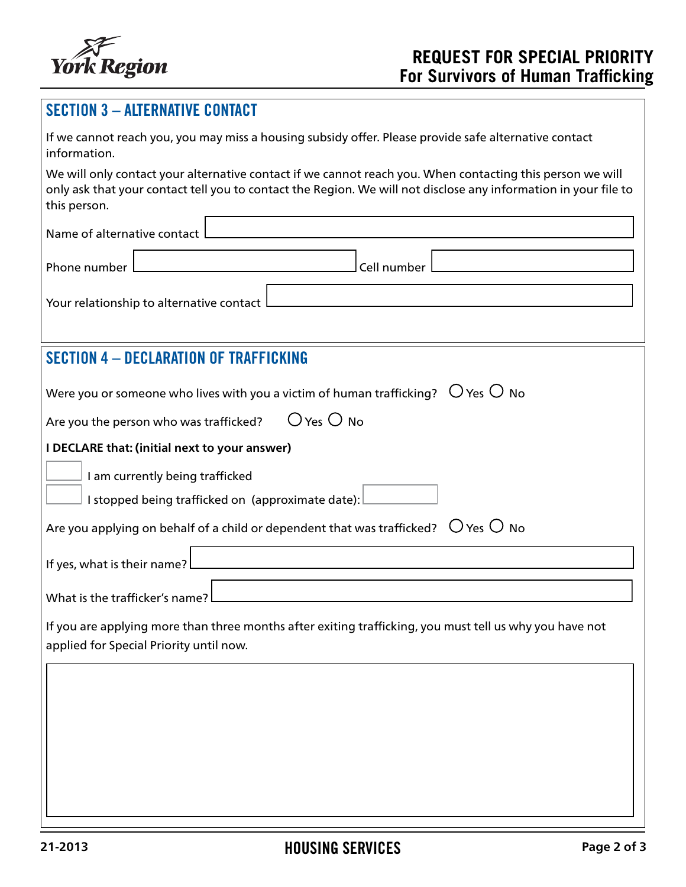## SECTION 3 – ALTERNATIVE CONTACT

If we cannot reach you, you may miss a housing subsidy offer. Please provide safe alternative contact information.

We will only contact your alternative contact if we cannot reach you. When contacting this person we will only ask that your contact tell you to contact the Region. We will not disclose any information in your file to this person.

Name of alternative contact \_\_\_\_\_\_\_\_\_\_\_\_\_\_\_\_\_\_\_\_

Phone number \_\_\_\_\_\_\_\_\_\_\_\_\_\_\_\_\_\_\_\_ Cell number \_\_\_\_\_\_\_\_\_\_\_\_\_\_\_\_\_\_\_\_

Your relationship to alternative contact \_\_\_\_\_\_\_\_\_\_\_\_\_\_\_\_\_\_\_\_

## SECTION 4 – DECLARATION OF TRAFFICKING

Were you or someone who lives with you a victim of human trafficking? ○ Yes ○ No

Are you the person who was trafficked? ○ Yes ○ No

**I DECLARE that: (initial next to your answer)**

☐ I am currently being trafficked

☐ I stopped being trafficked on (approximate date): \_\_\_\_\_\_\_\_\_\_

Are you applying on behalf of a child or dependent that was trafficked? ○ Yes ○ No

If yes, what is their name? \_\_\_\_\_\_\_\_\_\_\_\_\_\_\_\_\_\_\_\_

What is the trafficker's name? \_\_\_\_\_\_\_\_\_\_\_\_\_\_\_\_\_\_\_\_

If you are applying more than three months after exiting trafficking, you must tell us why you have not applied for Special Priority until now.

\_\_\_\_\_\_\_\_\_\_\_\_\_\_\_\_\_\_\_\_\_\_\_\_\_\_\_\_\_\_\_\_\_\_\_\_\_\_\_\_

21-2013 HOUSING SERVICES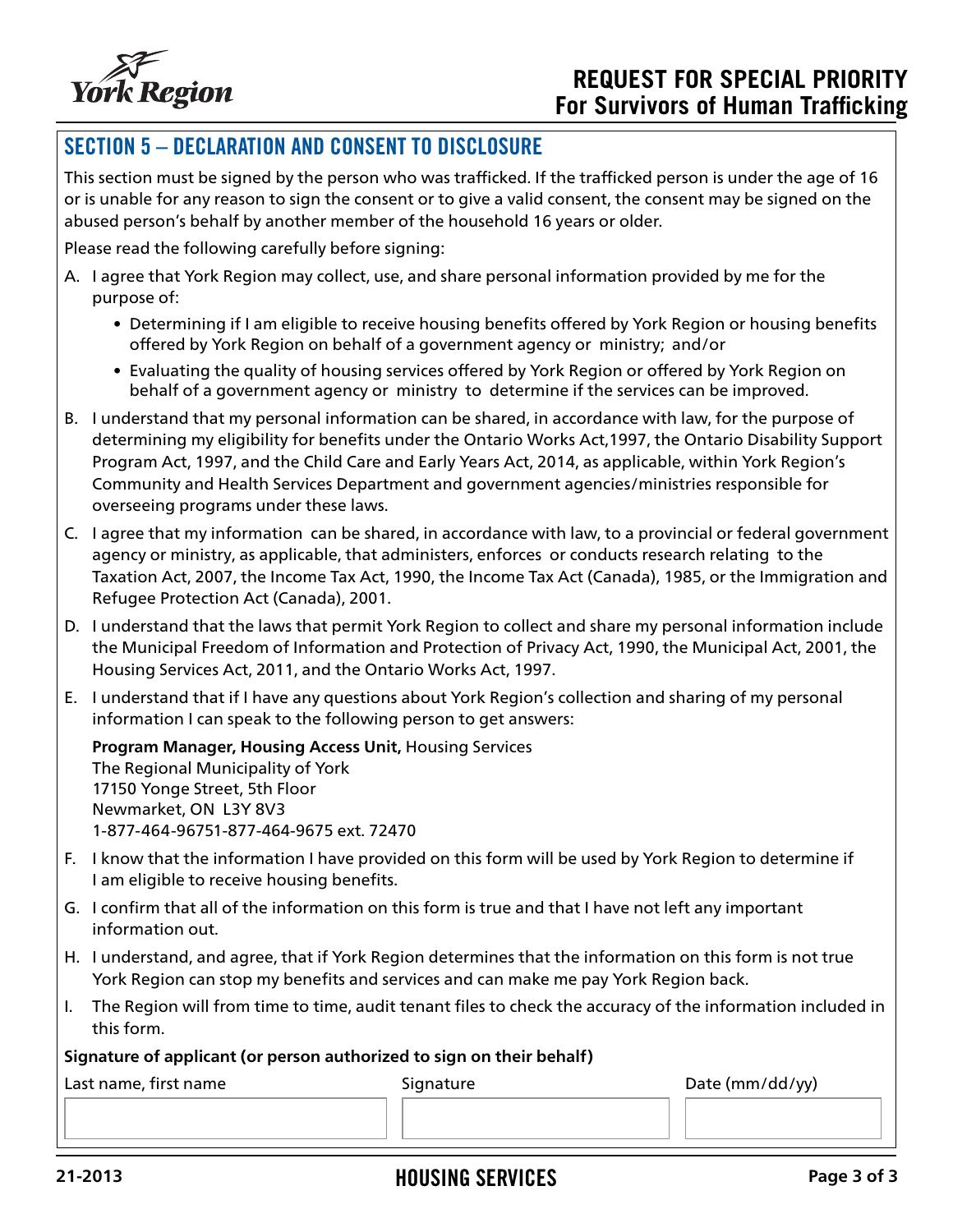# REQUEST FOR SPECIAL PRIORITY
## For Survivors of Human Trafficking

## SECTION 5 – DECLARATION AND CONSENT TO DISCLOSURE

This section must be signed by the person who was trafficked. If the trafficked person is under the age of 16 or is unable for any reason to sign the consent or to give a valid consent, the consent may be signed on the abused person's behalf by another member of the household 16 years or older.

Please read the following carefully before signing:

A. I agree that York Region may collect, use, and share personal information provided by me for the purpose of:
   - Determining if I am eligible to receive housing benefits offered by York Region or housing benefits offered by York Region on behalf of a government agency or ministry; and/or
   - Evaluating the quality of housing services offered by York Region or offered by York Region on behalf of a government agency or ministry to determine if the services can be improved.

B. I understand that my personal information can be shared, in accordance with law, for the purpose of determining my eligibility for benefits under the Ontario Works Act,1997, the Ontario Disability Support Program Act, 1997, and the Child Care and Early Years Act, 2014, as applicable, within York Region's Community and Health Services Department and government agencies/ministries responsible for overseeing programs under these laws.

C. I agree that my information can be shared, in accordance with law, to a provincial or federal government agency or ministry, as applicable, that administers, enforces or conducts research relating to the Taxation Act, 2007, the Income Tax Act, 1990, the Income Tax Act (Canada), 1985, or the Immigration and Refugee Protection Act (Canada), 2001.

D. I understand that the laws that permit York Region to collect and share my personal information include the Municipal Freedom of Information and Protection of Privacy Act, 1990, the Municipal Act, 2001, the Housing Services Act, 2011, and the Ontario Works Act, 1997.

E. I understand that if I have any questions about York Region's collection and sharing of my personal information I can speak to the following person to get answers:

   **Program Manager, Housing Access Unit,** Housing Services
   The Regional Municipality of York
   17150 Yonge Street, 5th Floor
   Newmarket, ON L3Y 8V3
   1-877-464-96751-877-464-9675 ext. 72470

F. I know that the information I have provided on this form will be used by York Region to determine if I am eligible to receive housing benefits.

G. I confirm that all of the information on this form is true and that I have not left any important information out.

H. I understand, and agree, that if York Region determines that the information on this form is not true York Region can stop my benefits and services and can make me pay York Region back.

I. The Region will from time to time, audit tenant files to check the accuracy of the information included in this form.

**Signature of applicant (or person authorized to sign on their behalf)**

| Last name, first name | Signature | Date (mm/dd/yy) |
|---|---|---|
| | | |

21-2013

HOUSING SERVICES